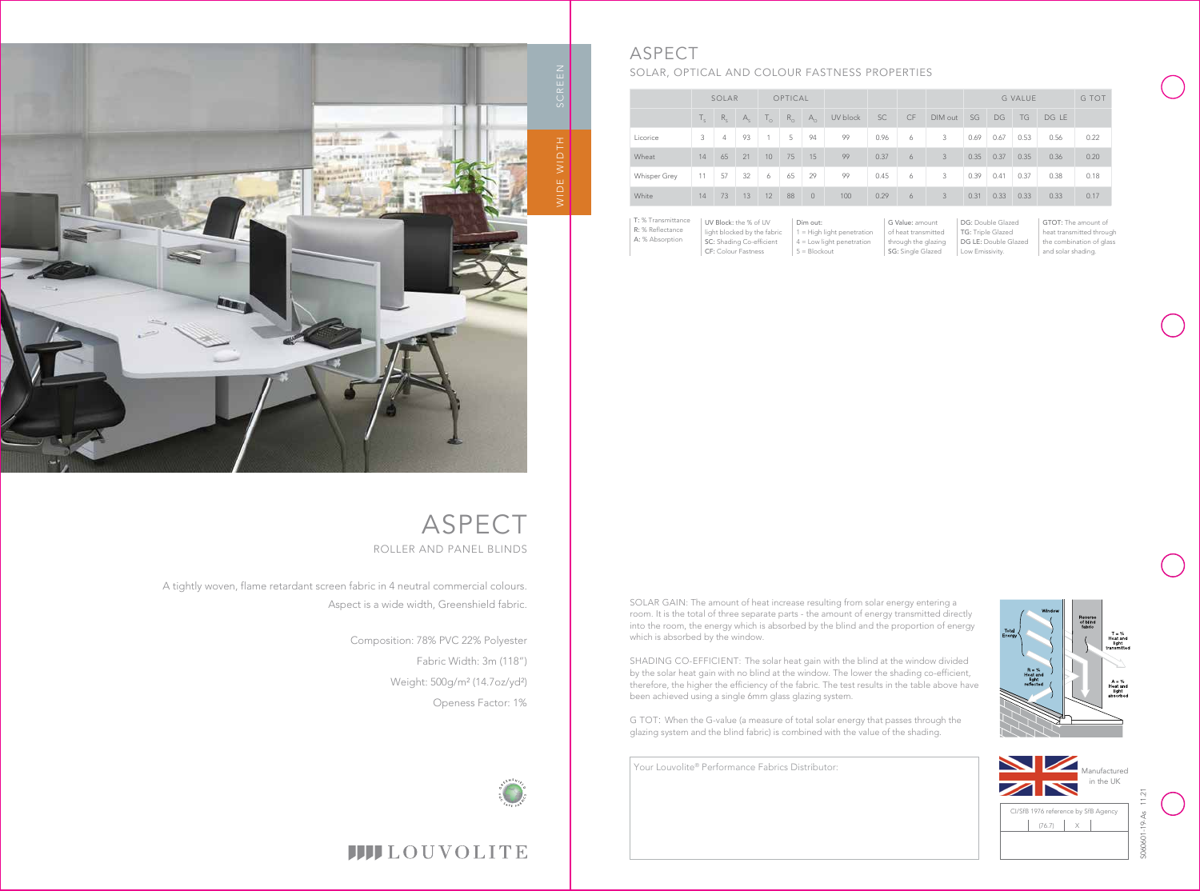SCREEN

WIDE WIDTH

# ASPECT

ROLLER AND PANEL BLINDS

A tightly woven, flame retardant screen fabric in 4 neutral commercial colours. Aspect is a wide width, Greenshield fabric.

Composition: 78% PVC 22% Polyester

Fabric Width: 3m (118")

Weight: 500g/m² (14.7oz/yd²)

Openess Factor: 1%

LOUVOLITE

# ASPECT

## SOLAR, OPTICAL AND COLOUR FASTNESS PROPERTIES

| | SOLAR | | | OPTICAL | | | | | | | G VALUE | | | | G TOT |
|---|---|---|---|---|---|---|---|---|---|---|---|---|---|---|---|
| | $T_S$ | $R_S$ | $A_S$ | $T_O$ | $R_O$ | $A_O$ | UV block | SC | CF | DIM out | SG | DG | TG | DG LE | |
| Licorice | 3 | 4 | 93 | 1 | 5 | 94 | 99 | 0.96 | 6 | 3 | 0.69 | 0.67 | 0.53 | 0.56 | 0.22 |
| Wheat | 14 | 65 | 21 | 10 | 75 | 15 | 99 | 0.37 | 6 | 3 | 0.35 | 0.37 | 0.35 | 0.36 | 0.20 |
| Whisper Grey | 11 | 57 | 32 | 6 | 65 | 29 | 99 | 0.45 | 6 | 3 | 0.39 | 0.41 | 0.37 | 0.38 | 0.18 |
| White | 14 | 73 | 13 | 12 | 88 | 0 | 100 | 0.29 | 6 | 3 | 0.31 | 0.33 | 0.33 | 0.33 | 0.17 |

**T:** % Transmittance
**R:** % Reflectance
**A:** % Absorption

**UV Block:** the % of UV light blocked by the fabric
**SC:** Shading Co-efficient
**CF:** Colour Fastness

**Dim out:**
1 = High light penetration
4 = Low light penetration
5 = Blockout

**G Value:** amount of heat transmitted through the glazing
**SG:** Single Glazed

**DG:** Double Glazed
**TG:** Triple Glazed
**DG LE:** Double Glazed Low Emissivity.

**GTOT:** The amount of heat transmitted through the combination of glass and solar shading.

SOLAR GAIN: The amount of heat increase resulting from solar energy entering a room. It is the total of three separate parts - the amount of energy transmitted directly into the room, the energy which is absorbed by the blind and the proportion of energy which is absorbed by the window.

SHADING CO-EFFICIENT: The solar heat gain with the blind at the window divided by the solar heat gain with no blind at the window. The lower the shading co-efficient, therefore, the higher the efficiency of the fabric. The test results in the table above have been achieved using a single 6mm glass glazing system.

G TOT: When the G-value (a measure of total solar energy that passes through the glazing system and the blind fabric) is combined with the value of the shading.

Window | Reverse of blind fabric | Total Energy | T = % Heat and light transmitted | R = % Heat and light reflected | A = % Heat and light absorbed

Your Louvolite® Performance Fabrics Distributor:

Manufactured in the UK

CI/SfB 1976 reference by SfB Agency

| (76.7) | X |
|---|---|

S060601-19-A4 11.21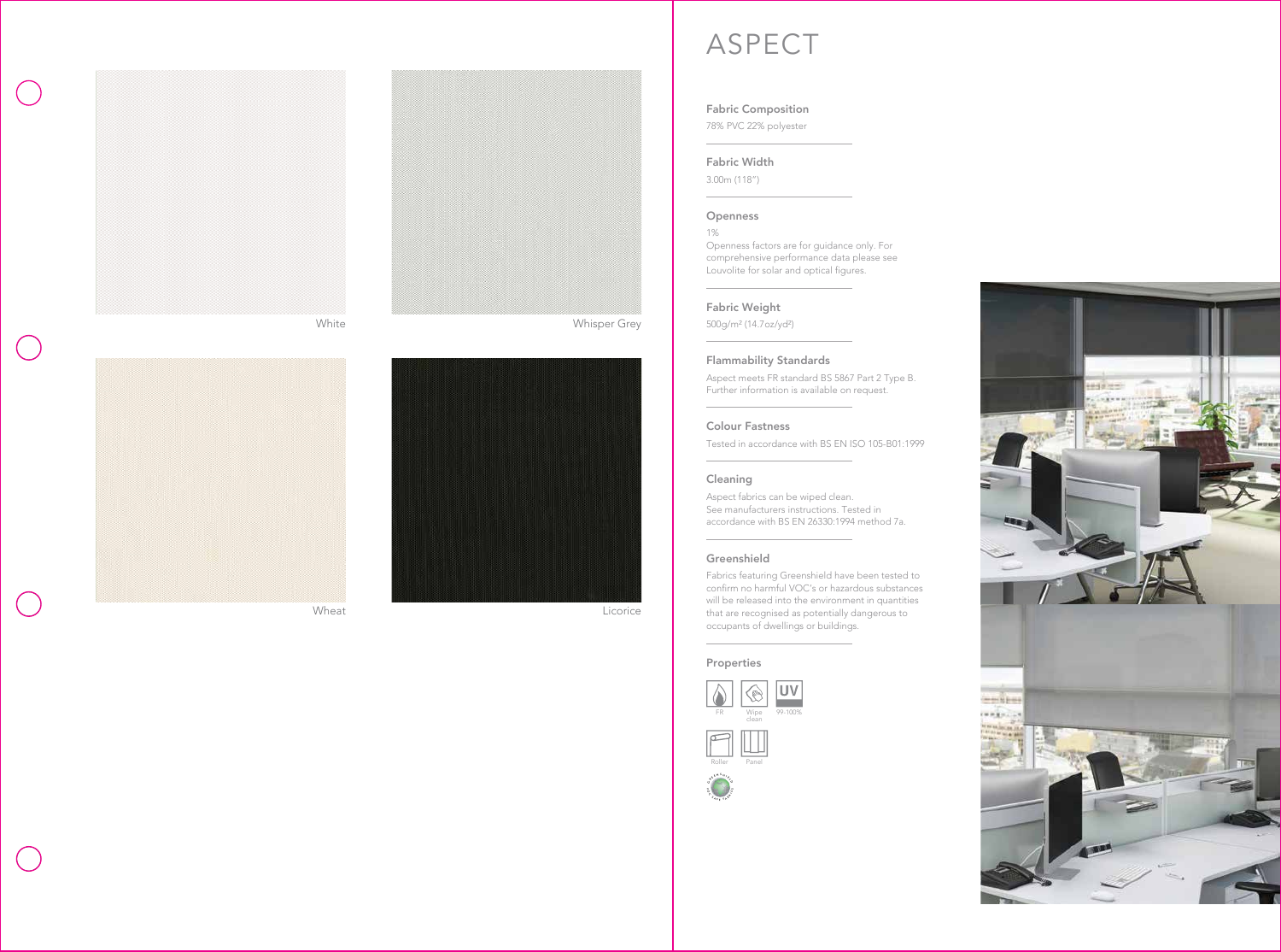White

Whisper Grey

Wheat

Licorice

# ASPECT

### Fabric Composition

78% PVC 22% polyester

### Fabric Width

3.00m (118")

### Openness

1%

Openness factors are for guidance only. For comprehensive performance data please see Louvolite for solar and optical figures.

### Fabric Weight

500g/m² (14.7oz/yd²)

### Flammability Standards

Aspect meets FR standard BS 5867 Part 2 Type B. Further information is available on request.

### Colour Fastness

Tested in accordance with BS EN ISO 105-B01:1999

### Cleaning

Aspect fabrics can be wiped clean. See manufacturers instructions. Tested in accordance with BS EN 26330:1994 method 7a.

### Greenshield

Fabrics featuring Greenshield have been tested to confirm no harmful VOC's or hazardous substances will be released into the environment in quantities that are recognised as potentially dangerous to occupants of dwellings or buildings.

### Properties

FR

Wipe clean

UV 99-100%

Roller

Panel